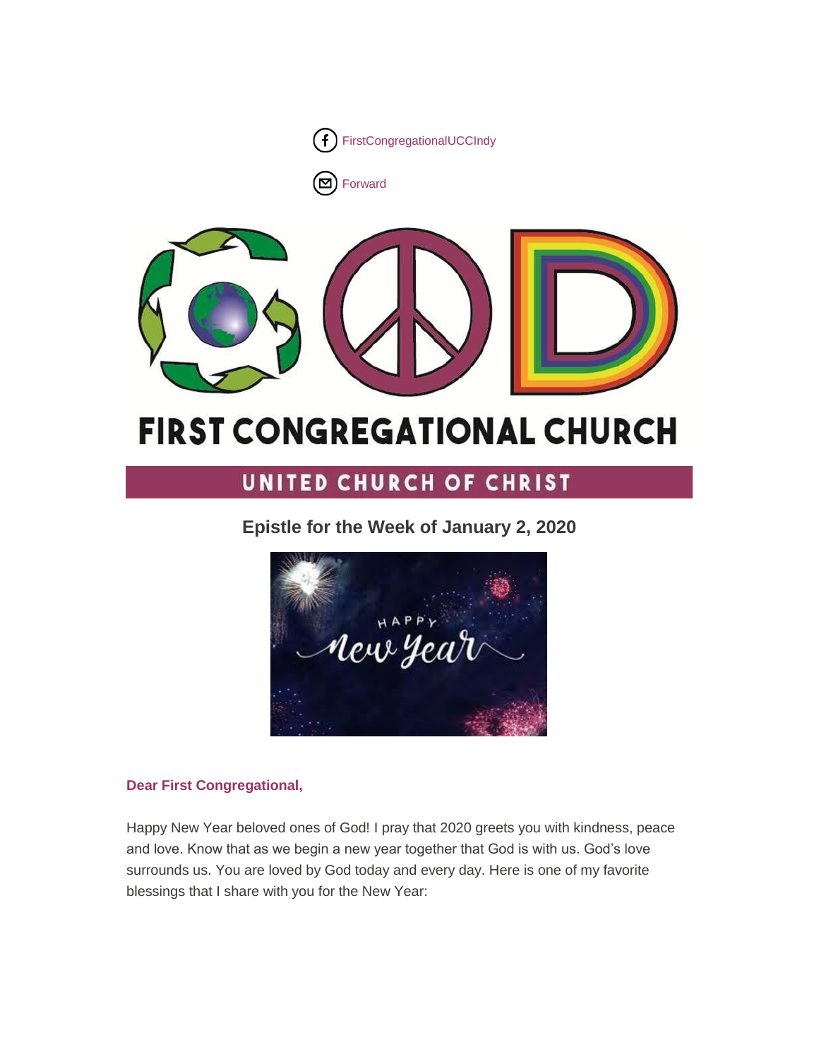FirstCongregationalUCCIndy

Forward

# FIRST CONGREGATIONAL CHURCH

## UNITED CHURCH OF CHRIST

### Epistle for the Week of January 2, 2020

**Dear First Congregational,**

Happy New Year beloved ones of God! I pray that 2020 greets you with kindness, peace and love. Know that as we begin a new year together that God is with us. God's love surrounds us. You are loved by God today and every day. Here is one of my favorite blessings that I share with you for the New Year: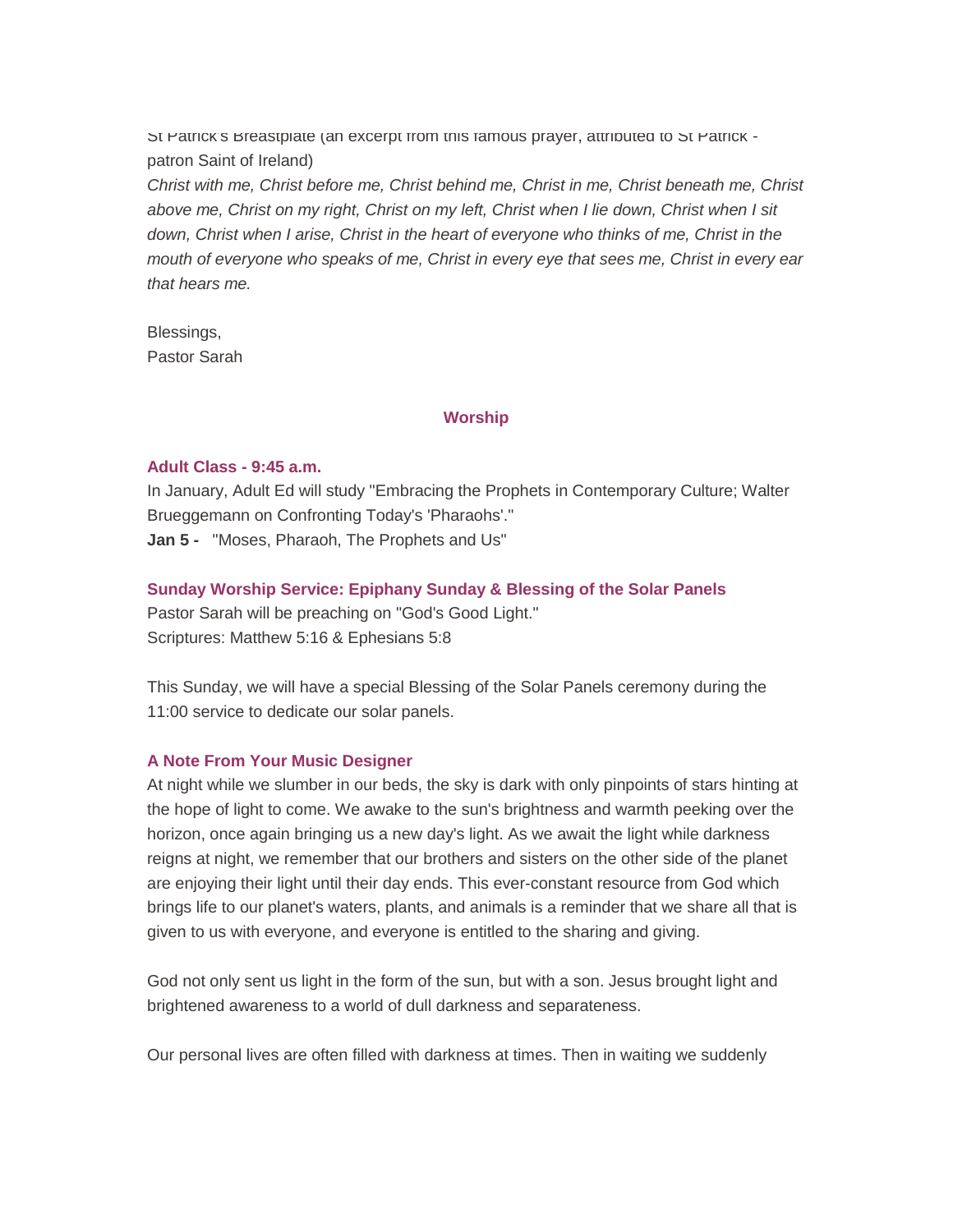St Patrick's Breastplate (an excerpt from this famous prayer, attributed to St Patrick - patron Saint of Ireland)

*Christ with me, Christ before me, Christ behind me, Christ in me, Christ beneath me, Christ above me, Christ on my right, Christ on my left, Christ when I lie down, Christ when I sit down, Christ when I arise, Christ in the heart of everyone who thinks of me, Christ in the mouth of everyone who speaks of me, Christ in every eye that sees me, Christ in every ear that hears me.*

Blessings,
Pastor Sarah

## Worship

### Adult Class - 9:45 a.m.

In January, Adult Ed will study "Embracing the Prophets in Contemporary Culture; Walter Brueggemann on Confronting Today's 'Pharaohs'."

**Jan 5 -** "Moses, Pharaoh, The Prophets and Us"

### Sunday Worship Service: Epiphany Sunday & Blessing of the Solar Panels

Pastor Sarah will be preaching on "God's Good Light."
Scriptures: Matthew 5:16 & Ephesians 5:8

This Sunday, we will have a special Blessing of the Solar Panels ceremony during the 11:00 service to dedicate our solar panels.

### A Note From Your Music Designer

At night while we slumber in our beds, the sky is dark with only pinpoints of stars hinting at the hope of light to come. We awake to the sun's brightness and warmth peeking over the horizon, once again bringing us a new day's light. As we await the light while darkness reigns at night, we remember that our brothers and sisters on the other side of the planet are enjoying their light until their day ends. This ever-constant resource from God which brings life to our planet's waters, plants, and animals is a reminder that we share all that is given to us with everyone, and everyone is entitled to the sharing and giving.

God not only sent us light in the form of the sun, but with a son. Jesus brought light and brightened awareness to a world of dull darkness and separateness.

Our personal lives are often filled with darkness at times. Then in waiting we suddenly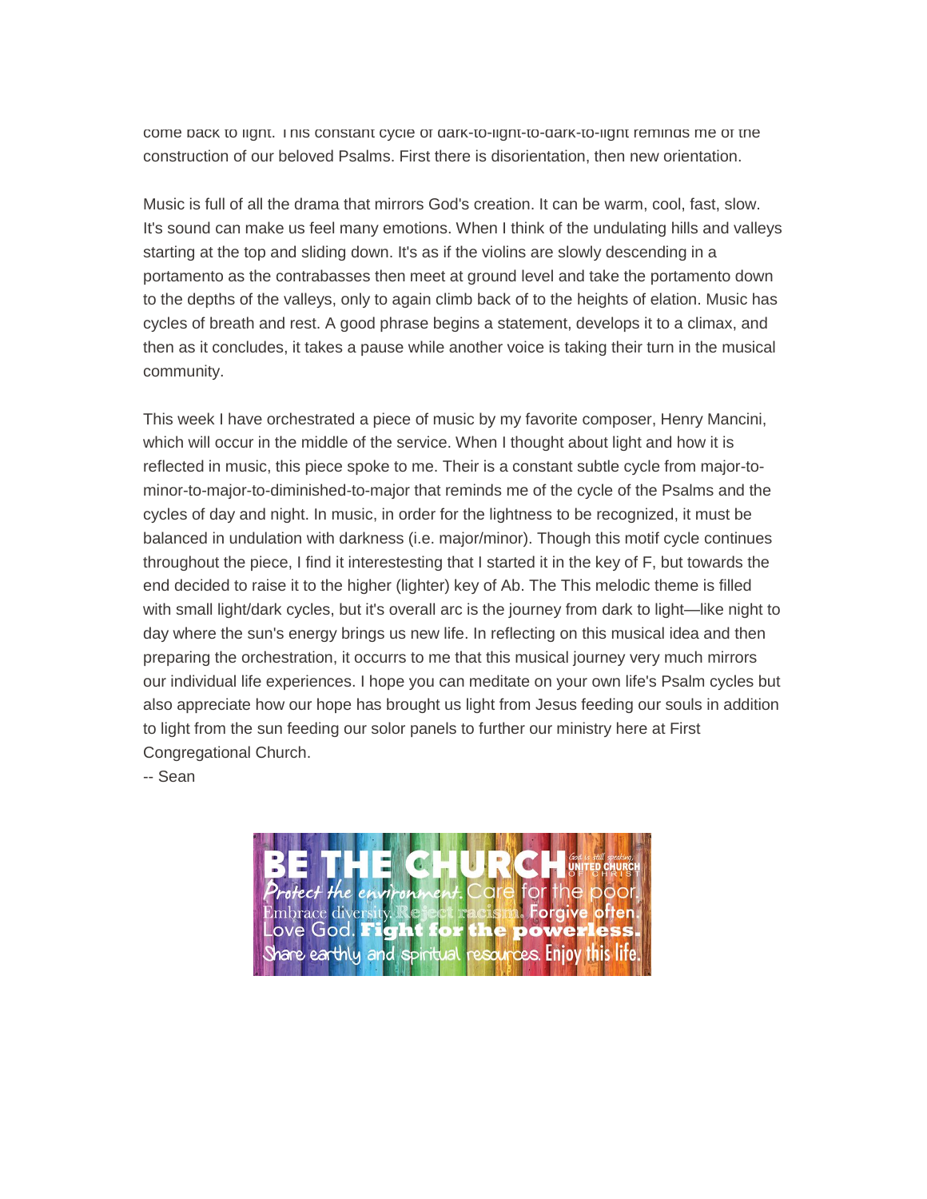come back to light. This constant cycle of dark-to-light-to-dark-to-light reminds me of the construction of our beloved Psalms. First there is disorientation, then new orientation.

Music is full of all the drama that mirrors God's creation. It can be warm, cool, fast, slow. It's sound can make us feel many emotions. When I think of the undulating hills and valleys starting at the top and sliding down. It's as if the violins are slowly descending in a portamento as the contrabasses then meet at ground level and take the portamento down to the depths of the valleys, only to again climb back of to the heights of elation. Music has cycles of breath and rest. A good phrase begins a statement, develops it to a climax, and then as it concludes, it takes a pause while another voice is taking their turn in the musical community.

This week I have orchestrated a piece of music by my favorite composer, Henry Mancini, which will occur in the middle of the service. When I thought about light and how it is reflected in music, this piece spoke to me. Their is a constant subtle cycle from major-to-minor-to-major-to-diminished-to-major that reminds me of the cycle of the Psalms and the cycles of day and night. In music, in order for the lightness to be recognized, it must be balanced in undulation with darkness (i.e. major/minor). Though this motif cycle continues throughout the piece, I find it interestesting that I started it in the key of F, but towards the end decided to raise it to the higher (lighter) key of Ab. The This melodic theme is filled with small light/dark cycles, but it's overall arc is the journey from dark to light—like night to day where the sun's energy brings us new life. In reflecting on this musical idea and then preparing the orchestration, it occurrs to me that this musical journey very much mirrors our individual life experiences. I hope you can meditate on your own life's Psalm cycles but also appreciate how our hope has brought us light from Jesus feeding our souls in addition to light from the sun feeding our solor panels to further our ministry here at First Congregational Church.

-- Sean

BE THE CHURCH — God is still speaking, UNITED CHURCH OF CHRIST

Protect the environment. Care for the poor. Embrace diversity. Reject racism. Forgive often. Love God. Fight for the powerless. Share earthly and spiritual resources. Enjoy this life.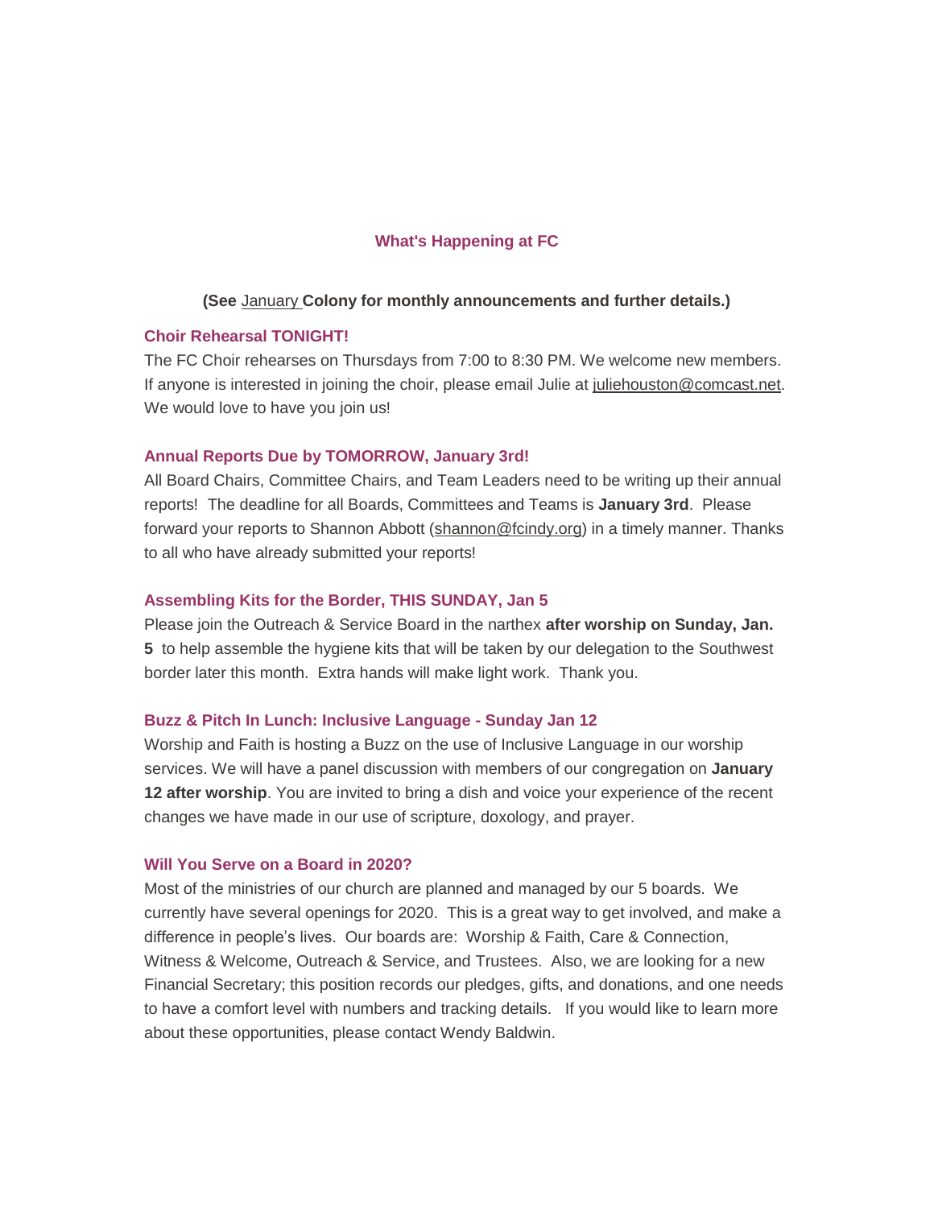## What's Happening at FC

**(See January Colony for monthly announcements and further details.)**

### Choir Rehearsal TONIGHT!

The FC Choir rehearses on Thursdays from 7:00 to 8:30 PM. We welcome new members. If anyone is interested in joining the choir, please email Julie at juliehouston@comcast.net. We would love to have you join us!

### Annual Reports Due by TOMORROW, January 3rd!

All Board Chairs, Committee Chairs, and Team Leaders need to be writing up their annual reports! The deadline for all Boards, Committees and Teams is **January 3rd**. Please forward your reports to Shannon Abbott (shannon@fcindy.org) in a timely manner. Thanks to all who have already submitted your reports!

### Assembling Kits for the Border, THIS SUNDAY, Jan 5

Please join the Outreach & Service Board in the narthex **after worship on Sunday, Jan. 5** to help assemble the hygiene kits that will be taken by our delegation to the Southwest border later this month. Extra hands will make light work. Thank you.

### Buzz & Pitch In Lunch: Inclusive Language - Sunday Jan 12

Worship and Faith is hosting a Buzz on the use of Inclusive Language in our worship services. We will have a panel discussion with members of our congregation on **January 12 after worship**. You are invited to bring a dish and voice your experience of the recent changes we have made in our use of scripture, doxology, and prayer.

### Will You Serve on a Board in 2020?

Most of the ministries of our church are planned and managed by our 5 boards. We currently have several openings for 2020. This is a great way to get involved, and make a difference in people's lives. Our boards are: Worship & Faith, Care & Connection, Witness & Welcome, Outreach & Service, and Trustees. Also, we are looking for a new Financial Secretary; this position records our pledges, gifts, and donations, and one needs to have a comfort level with numbers and tracking details. If you would like to learn more about these opportunities, please contact Wendy Baldwin.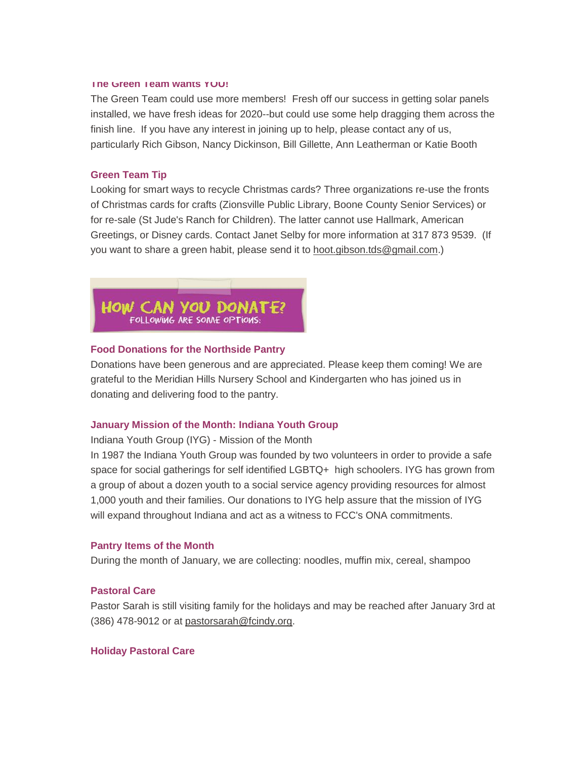### The Green Team wants YOU!

The Green Team could use more members! Fresh off our success in getting solar panels installed, we have fresh ideas for 2020--but could use some help dragging them across the finish line. If you have any interest in joining up to help, please contact any of us, particularly Rich Gibson, Nancy Dickinson, Bill Gillette, Ann Leatherman or Katie Booth

### Green Team Tip

Looking for smart ways to recycle Christmas cards? Three organizations re-use the fronts of Christmas cards for crafts (Zionsville Public Library, Boone County Senior Services) or for re-sale (St Jude's Ranch for Children). The latter cannot use Hallmark, American Greetings, or Disney cards. Contact Janet Selby for more information at 317 873 9539. (If you want to share a green habit, please send it to hoot.gibson.tds@gmail.com.)

## HOW CAN YOU DONATE?

FOLLOWING ARE SOME OPTIONS:

### Food Donations for the Northside Pantry

Donations have been generous and are appreciated. Please keep them coming! We are grateful to the Meridian Hills Nursery School and Kindergarten who has joined us in donating and delivering food to the pantry.

### January Mission of the Month: Indiana Youth Group

Indiana Youth Group (IYG) - Mission of the Month

In 1987 the Indiana Youth Group was founded by two volunteers in order to provide a safe space for social gatherings for self identified LGBTQ+ high schoolers. IYG has grown from a group of about a dozen youth to a social service agency providing resources for almost 1,000 youth and their families. Our donations to IYG help assure that the mission of IYG will expand throughout Indiana and act as a witness to FCC's ONA commitments.

### Pantry Items of the Month

During the month of January, we are collecting: noodles, muffin mix, cereal, shampoo

### Pastoral Care

Pastor Sarah is still visiting family for the holidays and may be reached after January 3rd at (386) 478-9012 or at pastorsarah@fcindy.org.

### Holiday Pastoral Care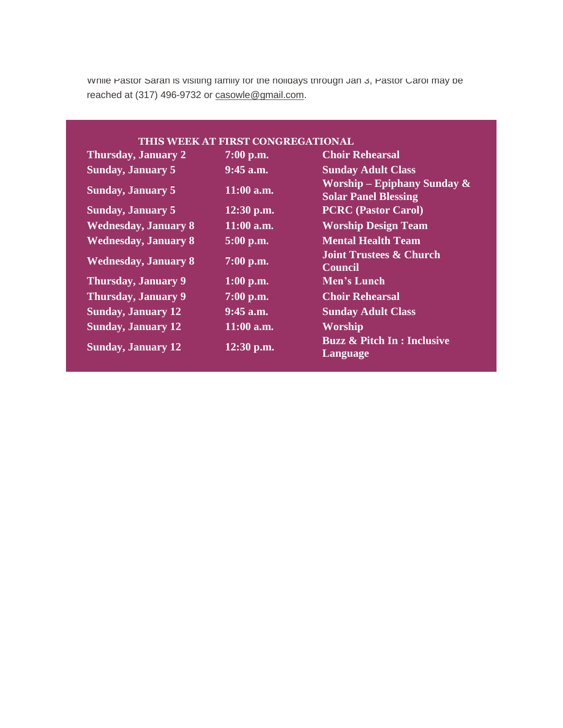While Pastor Sarah is visiting family for the holidays through Jan 3, Pastor Carol may be reached at (317) 496-9732 or casowle@gmail.com.

## THIS WEEK AT FIRST CONGREGATIONAL

| | | |
|---|---|---|
| **Thursday, January 2** | **7:00 p.m.** | **Choir Rehearsal** |
| **Sunday, January 5** | **9:45 a.m.** | **Sunday Adult Class** |
| **Sunday, January 5** | **11:00 a.m.** | **Worship – Epiphany Sunday & Solar Panel Blessing** |
| **Sunday, January 5** | **12:30 p.m.** | **PCRC (Pastor Carol)** |
| **Wednesday, January 8** | **11:00 a.m.** | **Worship Design Team** |
| **Wednesday, January 8** | **5:00 p.m.** | **Mental Health Team** |
| **Wednesday, January 8** | **7:00 p.m.** | **Joint Trustees & Church Council** |
| **Thursday, January 9** | **1:00 p.m.** | **Men's Lunch** |
| **Thursday, January 9** | **7:00 p.m.** | **Choir Rehearsal** |
| **Sunday, January 12** | **9:45 a.m.** | **Sunday Adult Class** |
| **Sunday, January 12** | **11:00 a.m.** | **Worship** |
| **Sunday, January 12** | **12:30 p.m.** | **Buzz & Pitch In : Inclusive Language** |